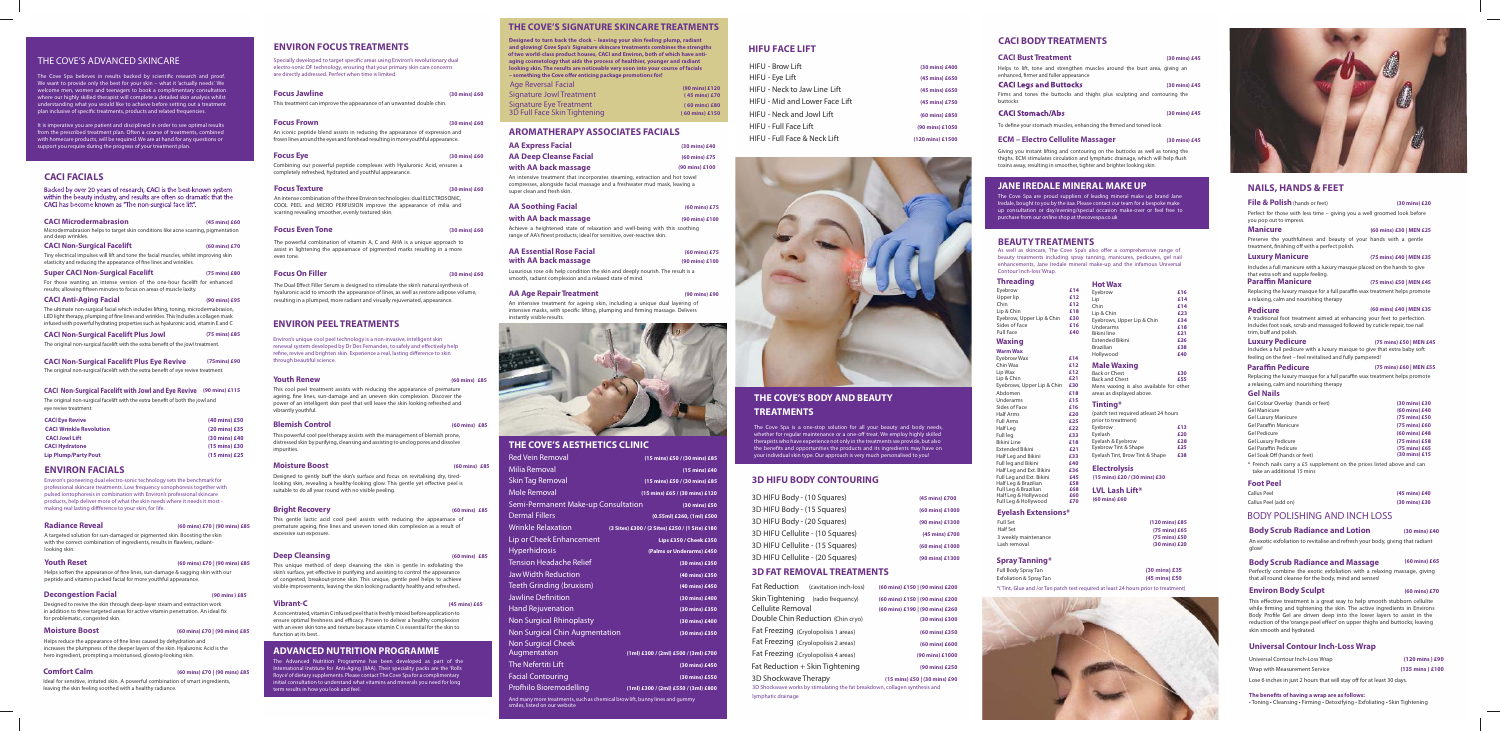## THE COVE'S ADVANCED SKINCARE

The Cove Spa believes in results backed by scientific research and proof. We want to provide only the best for your skin – what it 'actually needs'. We welcome men, women and teenagers to book a complimentary consultation where our highly skilled therapist will complete a detailed skin analysis whilst understanding what you would like to achieve before setting out a treatment plan inclusive of specific treatments, products and related frequencies.

It is imperative you are patient and disciplined in order to see optimal results from the prescribed treatment plan. Often a course of treatments, combined with homecare products, will be required. We are at hand for any questions or support you require during the progress of your treatment plan.

## CACI FACIALS

Backed by over 20 years of research, CACI is the best-known system within the beauty industry, and results are often so dramatic that the CACI has become known as "The non-surgical face lift".

**CACI Microdermabrasion** (45 mins) £60

Microdermabrasion helps to target skin conditions like acne scarring, pigmentation and deep wrinkles.

**CACI Non-Surgical Facelift** (60 mins) £70

Tiny electrical impulses will lift and tone the facial muscles, whilst improving skin elasticity and reducing the appearance of fine lines and wrinkles.

**Super CACI Non-Surgical Facelift** (75 mins) £80

For those wanting an intense version of the one-hour facelift for enhanced results, allowing fifteen minutes to focus on areas of muscle laxity.

**CACI Anti-Aging Facial** (90 mins) £95

The ultimate non-surgical facial which includes lifting, toning, microdermabrasion, LED light therapy, plumping of fine lines and wrinkles. This includes a collagen mask infused with powerful hydrating properties such as hyaluronic acid, vitamin E and C

**CACI Non-Surgical Facelift Plus Jowl** (75 mins) £85

The original non-surgical facelift with the extra benefit of the jowl treatment.

**CACI Non-Surgical Facelift Plus Eye Revive** (75mins) £90

The original non-surgical facelift with the extra benefit of eye revive treatment.

**CACI Non-Surgical Facelift with Jowl and Eye Revive** (90 mins) £115

The original non-surgical facelift with the extra benefit of both the jowl and eye revive treatment

| | |
|---|---|
| CACI Eye Revive | (40 mins) £50 |
| CACI Wrinkle Revolution | (20 mins) £35 |
| CACI Jowl Lift | (30 mins) £40 |
| CACI Hydratone | (15 mins) £30 |
| Lip Plump/Party Pout | (15 mins) £25 |

## ENVIRON FACIALS

Environ's pioneering dual electro-sonic technology sets the benchmark for professional skincare treatments. Low frequency sonophoresis together with pulsed iontophoresis in combination with Environ's professional skincare products, help deliver more of what the skin needs where it needs it most – making real lasting difference to your skin, for life.

**Radiance Reveal** (60 mins) £70 | (90 mins) £85

A targeted solution for sun-damaged or pigmented skin. Boosting the skin with the correct combination of ingredients, results in flawless, radiant-looking skin.

**Youth Reset** (60 mins) £70 | (90 mins) £85

Helps soften the appearance of fine lines, sun-damage & sagging skin with our peptide and vitamin packed facial for more youthful appearance.

**Decongestion Facial** (90 mins) £85

Designed to revive the skin through deep-layer steam and extraction work in addition to three targeted areas for active vitamin penetration. An ideal fix for problematic, congested skin.

**Moisture Boost** (60 mins) £70 | (90 mins) £85

Helps reduce the appearance of fine lines caused by dehydration and increases the plumpness of the deeper layers of the skin. Hyaluronic Acid is the hero ingredient, prompting a moisturised, glowing-looking skin.

**Comfort Calm** (60 mins) £70 | (90 mins) £85

Ideal for sensitive, irritated skin. A powerful combination of smart ingredients, leaving the skin feeling soothed with a healthy radiance.

## ENVIRON FOCUS TREATMENTS

Specially developed to target specific areas using Environ's revolutionary dual electro-sonic DF technology, ensuring that your primary skin care concerns are directly addressed. Perfect when time is limited.

**Focus Jawline** (30 mins) £60

This treatment can improve the appearance of an unwanted double chin.

**Focus Frown** (30 mins) £60

An iconic peptide blend assists in reducing the appearance of expression and frown lines around the eyes and forehead resulting in more youthful appearance.

**Focus Eye** (30 mins) £60

Combining our powerful peptide complexes with Hyaluronic Acid, ensures a completely refreshed, hydrated and youthful appearance.

**Focus Texture** (30 mins) £60

An intense combination of the three Environ technologies: dual ELECTROSONIC, COOL PEEL and MICRO PERFUSION improve the appearance of milia and scarring revealing smoother, evenly textured skin.

**Focus Even Tone** (30 mins) £60

The powerful combination of vitamin A, C and AHA is a unique approach to assist in lightening the appearance of pigmented marks resulting in a more even tone.

**Focus On Filler** (30 mins) £60

The Dual Effect Filler Serum is designed to stimulate the skin's natural synthesis of hyaluronic acid to smooth the appearance of lines, as well as restore adipose volume, resulting in a plumped, more radiant and visually rejuvenated, appearance.

## ENVIRON PEEL TREATMENTS

Environ's unique cool peel technology is a non-invasive, intelligent skin renewal system developed by Dr Des Fernandes, to safely and effectively help refine, revive and brighten skin. Experience a real, lasting difference to skin through beautiful science.

**Youth Renew** (60 mins) £85

This cool peel treatment assists with reducing the appearance of premature ageing, fine lines, sun-damage and an uneven skin complexion. Discover the power of an intelligent skin peel that will leave the skin looking refreshed and vibrantly youthful.

**Blemish Control** (60 mins) £85

This powerful cool peel therapy assists with the management of blemish prone, distressed skin by purifying, cleansing and assisting to unclog pores and dissolve impurities.

**Moisture Boost** (60 mins) £85

Designed to gently buff the skin's surface and focus on revitalising dry, tired-looking skin, revealing a healthy-looking glow. This gentle yet effective peel is suitable to do all year round with no visible peeling.

**Bright Recovery** (60 mins) £85

This gentle lactic acid cool peel assists with reducing the appearance of premature ageing, fine lines and uneven skin complexion as a result of excessive sun exposure.

**Deep Cleansing** (60 mins) £85

This unique method of deep cleansing the skin is gentle in exfoliating the skin's surface, yet effective in purifying and assisting to control the appearance of congested, breakout-prone skin. This unique, gentle peel helps to achieve visible improvements, leaving the skin looking radiantly healthy and refreshed.

**Vibrant-C** (45 mins) £65

A concentrated, vitamin C infused peel that is freshly mixed before application to ensure optimal freshness and efficacy. Proven to deliver a healthy complexion with an even skin tone and texture because vitamin C is essential for the skin to function at its best.

## ADVANCED NUTRITION PROGRAMME

The Advanced Nutrition Programme has been developed as part of the International Institute for Anti-Aging (IIAA). Their speciality packs are the 'Rolls Royce' of dietary supplements. Please contact The Cove Spa for a complimentary initial consultation to understand what vitamins and minerals you need for long term results in how you look and feel.

## THE COVE'S SIGNATURE SKINCARE TREATMENTS

**Designed to turn back the clock – leaving your skin feeling plump, radiant and glowing! Cove Spa's Signature skincare treatments combines the strengths of two world-class product houses, CACI and Environ, both of which have anti-aging cosmetology that aids the process of healthier, younger and radiant looking skin. The results are noticeable and seen during your course of facials – something the Cove offer enticing package promotions for!**

| | |
|---|---|
| Age Reversal Facial | (90 mins) £120 |
| Signature Jowl Treatment | (45 mins) £70 |
| Signature Eye Treatment | (60 mins) £80 |
| 3D Full Face Skin Tightening | (60 mins) £150 |

## AROMATHERAPY ASSOCIATES FACIALS

**AA Express Facial** (30 mins) £40

**AA Deep Cleanse Facial** (60 mins) £75
**with AA back massage** (90 mins) £100

An intensive treatment that incorporates steaming, extraction and hot towel compresses, alongside facial massage and a freshwater mud mask, leaving a super-clean and fresh skin.

**AA Soothing Facial** (60 mins) £75
**with AA back massage** (90 mins) £100

Achieve a heightened state of relaxation and well-being with this soothing range of AA's finest products; ideal for sensitive, over-reactive skin.

**AA Essential Rose Facial** (60 mins) £75
**with AA back massage** (90 mins) £100

Luxurious rose oils help condition the skin and deeply nourish. The result is a smooth, radiant complexion and a relaxed state of mind.

**AA Age Repair Treatment** (90 mins) £90

An intensive treatment for ageing skin, including a unique dual layering of intensive masks, with specific lifting, plumping and firming massage. Delivers instantly visible results.

## THE COVE'S AESTHETICS CLINIC

| | |
|---|---|
| Red Vein Removal | (15 mins) £50 / (30 mins) £85 |
| Milia Removal | (15 mins) £40 |
| Skin Tag Removal | (15 mins) £50 / (30 mins) £85 |
| Mole Removal | (15 mins) £65 / (30 mins) £120 |
| Semi-Permanent Make-up Consultation | (30 mins) £50 |
| Dermal Fillers | (0.55ml) £260, (1ml) £500 |
| Wrinkle Relaxation | (3 Sites) £300 / (2 Sites) £250 / (1 Site) £180 |
| Lip or Cheek Enhancement | Lips £350 / Cheek £350 |
| Hyperhidrosis | (Palms or Underarms) £450 |
| Tension Headache Relief | (30 mins) £350 |
| Jaw Width Reduction | (40 mins) £350 |
| Teeth Grinding (bruxism) | (40 mins) £450 |
| Jawline Definition | (30 mins) £400 |
| Hand Rejuvenation | (30 mins) £350 |
| Non Surgical Rhinoplasty | (30 mins) £400 |
| Non Surgical Chin Augmentation | (30 mins) £350 |
| Non Surgical Cheek Augmentation | (1ml) £300 / (2ml) £500 / (3ml) £700 |
| The Nefertiti Lift | (30 mins) £450 |
| Facial Contouring | (30 mins) £350 |
| Profhilo Bioremodelling | (1ml) £300 / (2ml) £550 / (3ml) £800 |

And many more treatments, such as chemical brow lift, bunny lines and gummy smiles, listed on our website

## HIFU FACE LIFT

| | |
|---|---|
| HIFU - Brow Lift | (30 mins) £400 |
| HIFU - Eye Lift | (45 mins) £650 |
| HIFU - Neck to Jaw Line Lift | (45 mins) £650 |
| HIFU - Mid and Lower Face Lift | (45 mins) £750 |
| HIFU - Neck and Jowl Lift | (60 mins) £850 |
| HIFU - Full Face Lift | (90 mins) £1050 |
| HIFU - Full Face & Neck Lift | (120 mins) £1500 |

## THE COVE'S BODY AND BEAUTY TREATMENTS

The Cove Spa is a one-stop solution for all your beauty and body needs, whether for regular maintenance or a one-off treat. We employ highly skilled therapists who have experience not only in the treatments we provide, but also the benefits and opportunities the products and its ingredients may have on your individual skin type. Our approach is very much personalised to you!

## 3D HIFU BODY CONTOURING

| | |
|---|---|
| 3D HIFU Body - (10 Squares) | (45 mins) £700 |
| 3D HIFU Body - (15 Squares) | (60 mins) £1000 |
| 3D HIFU Body - (20 Squares) | (90 mins) £1300 |
| 3D HIFU Cellulite - (10 Squares) | (45 mins) £700 |
| 3D HIFU Cellulite - (15 Squares) | (60 mins) £1000 |
| 3D HIFU Cellulite - (20 Squares) | (90 mins) £1300 |

## 3D FAT REMOVAL TREATMENTS

| | |
|---|---|
| Fat Reduction (cavitation inch-loss) | (60 mins) £150 \| (90 mins) £200 |
| Skin Tightening (radio frequency) | (60 mins) £150 \| (90 mins) £200 |
| Cellulite Removal | (60 mins) £190 \| (90 mins) £260 |
| Double Chin Reduction (Chin cryo) | (30 mins) £300 |
| Fat Freezing (Cryolopolisis 1 areas) | (60 mins) £350 |
| Fat Freezing (Cryolopolisis 2 areas) | (60 mins) £600 |
| Fat Freezing (Cryolopolisis 4 areas) | (90 mins) £1000 |
| Fat Reduction + Skin Tightening | (90 mins) £250 |
| 3D Shockwave Therapy | (15 mins) £50 \| (30 mins) £90 |

3D Shockwave works by stimulating the fat breakdown, collagen synthesis and lymphatic drainage

## CACI BODY TREATMENTS

**CACI Bust Treatment** (30 mins) £45

Helps to lift, tone and strengthen muscles around the bust area, giving an enhanced, firmer and fuller appearance

**CACI Legs and Buttocks** (30 mins) £45

Firms and tones the buttocks and thighs plus sculpting and contouring the buttocks

**CACI Stomach/Abs** (30 mins) £45

To define your stomach muscles, enhancing the firmed and toned look

**ECM – Electro Cellulite Massager** (30 mins) £45

Giving you instant lifting and contouring on the buttocks as well as toning the thighs. ECM stimulates circulation and lymphatic drainage, which will help flush toxins away, resulting in smoother, tighter and brighter looking skin.

## JANE IREDALE MINERAL MAKE UP

The Cove Spa are proud suppliers of leading mineral make up brand Jane Iredale, bought to you by the Spa. Please contact our team for a bespoke make up consultation or day/evening/special occasion make-over or feel free to purchase from our online shop at thecovespa.co.uk

## BEAUTY TREATMENTS

As well as skincare, The Cove Spa's also offer a comprehensive range of beauty treatments including spray tanning, manicures, pedicures, gel nail enhancements, Jane Iredale mineral make-up and the infamous Universal Contour Inch-loss Wrap.

### Threading

| | |
|---|---|
| Eyebrow | £14 |
| Upper lip | £12 |
| Chin | £12 |
| Lip & Chin | £18 |
| Eyebrow, Upper Lip & Chin | £30 |
| Sides of Face | £16 |
| Full Face | £40 |

### Waxing

**Warm Wax**

| | |
|---|---|
| Eyebrow Wax | £14 |
| Chin Wax | £12 |
| Lip Wax | £12 |
| Lip & Chin | £21 |
| Eyebrows, Upper Lip & Chin | £30 |
| Abdomen | £18 |
| Underarms | £15 |
| Sides of Face | £16 |
| Half Arms | £20 |
| Full Arms | £25 |
| Half Leg | £22 |
| Full leg | £33 |
| Bikini Line | £18 |
| Extended Bikini | £21 |
| Half Leg and Bikini | £33 |
| Full leg and Bikini | £40 |
| Half Leg and Ext. Bikini | £36 |
| Full Leg and Ext. Bikini | £45 |
| Half Leg & Brazilian | £58 |
| Full Leg & Brazilian | £68 |
| Half Leg & Hollywood | £60 |
| Full Leg & Hollywood | £70 |

### Hot Wax

| | |
|---|---|
| Eyebrow | £16 |
| Lip | £14 |
| Chin | £14 |
| Lip & Chin | £23 |
| Eyebrows, Upper Lip & Chin | £34 |
| Underarms | £18 |
| Bikini line | £21 |
| Extended Bikini | £26 |
| Brazilian | £38 |
| Hollywood | £40 |

### Male Waxing

| | |
|---|---|
| Back or Chest | £30 |
| Back and Chest | £55 |

Mens waxing is also available for other areas as displayed above.

### Tinting*

(patch test required atleast 24 hours prior to treatment)

| | |
|---|---|
| Eyebrow | £13 |
| Eyelash | £20 |
| Eyelash & Eyebrow | £28 |
| Eyebrow Tint & Shape | £25 |
| Eyelash Tint, Brow Tint & Shape | £38 |

### Electrolysis

(15 mins) £20 / (30 mins) £30

### LVL Lash Lift*

(60 mins) £60

### Eyelash Extensions*

| | |
|---|---|
| Full Set | (120 mins) £85 |
| Half Set | (75 mins) £65 |
| 3 weekly maintenance | (75 mins) £50 |
| Lash removal | (30 mins) £20 |

### Spray Tanning*

| | |
|---|---|
| Full Body Spray Tan | (30 mins) £35 |
| Exfoliation & Spray Tan | (45 mins) £50 |

*( Tint, Glue and /or Tan patch test required at least 24 hours prior to treatment)

## NAILS, HANDS & FEET

**File & polish** (hands or feet) (30 mins) £20

Perfect for those with less time – giving you a well groomed look before you pop out to impress.

**Manicure** (60 mins) £30 | MEN £25

Preserve the youthfulness and beauty of your hands with a gentle treatment, finishing off with a perfect polish.

**Luxury Manicure** (75 mins) £40 | MEN £35

Includes a full manicure with a luxury masque placed on the hands to give that extra soft and supple feeling.

**Paraffin Manicure** (75 mins) £50 | MEN £45

Replacing the luxury masque for a full paraffin wax treatment helps promote a relaxing, calm and nourishing therapy

**Pedicure** (60 mins) £40 | MEN £35

A traditional foot treatment aimed at enhancing your feet to perfection. Includes foot soak, scrub and massage followed by cuticle repair, toe nail trim, buff and polish.

**Luxury Pedicure** (75 mins) £50 | MEN £45

Includes a full pedicure with a luxury masque to give that extra baby soft feeling on the feet – feel revitalised and fully pampered!

**Paraffin Pedicure** (75 mins) £60 | MEN £55

Replacing the luxury masque for a full paraffin wax treatment helps promote a relaxing, calm and nourishing therapy

### Gel Nails

| | |
|---|---|
| Gel Colour Overlay (hands or feet) | (30 mins) £30 |
| Gel Manicure | (60 mins) £40 |
| Gel Luxury Manicure | (75 mins) £50 |
| Gel Paraffin Manicure | (75 mins) £60 |
| Gel Pedicure | (60 mins) £48 |
| Gel Luxury Pedicure | (75 mins) £58 |
| Gel Paraffin Pedicure | (75 mins) £65 |
| Gel Soak Off (hands or feet) | (30 mins) £15 |

* French nails carry a £5 supplement on the prices listed above and can take an additional 15 mins.

### Foot Peel

| | |
|---|---|
| Callus Peel | (45 mins) £40 |
| Callus Peel (add on) | (30 mins) £30 |

## BODY POLISHING AND INCH LOSS

**Body Scrub Radiance and Lotion** (30 mins) £40

An exotic exfoliation to revitalise and refresh your body, giving that radiant glow!

**Body Scrub Radiance and Massage** (60 mins) £65

Perfectly combine the exotic exfoliation with a relaxing massage, giving that all round cleanse for the body, mind and senses!

**Environ Body Sculpt** (60 mins) £70

This effective treatment is a great way to help smooth stubborn cellulite while firming and tightening the skin. The active ingredients in Environs Body Profile Gel are driven deep into the lower layers to assist in the reduction of the 'orange peel effect' on upper thighs and buttocks, leaving skin smooth and hydrated.

**Universal Contour Inch-Loss Wrap**

| | |
|---|---|
| Universal Contour Inch-Loss Wrap | (120 mins) £90 |
| Wrap with Measurement Service | (135 mins) £100 |

Lose 6 inches in just 2 hours that will stay off for at least 30 days.

**The benefits of having a wrap are as follows:**
• Toning • Cleansing • Firming • Detoxifying • Exfoliating • Skin Tightening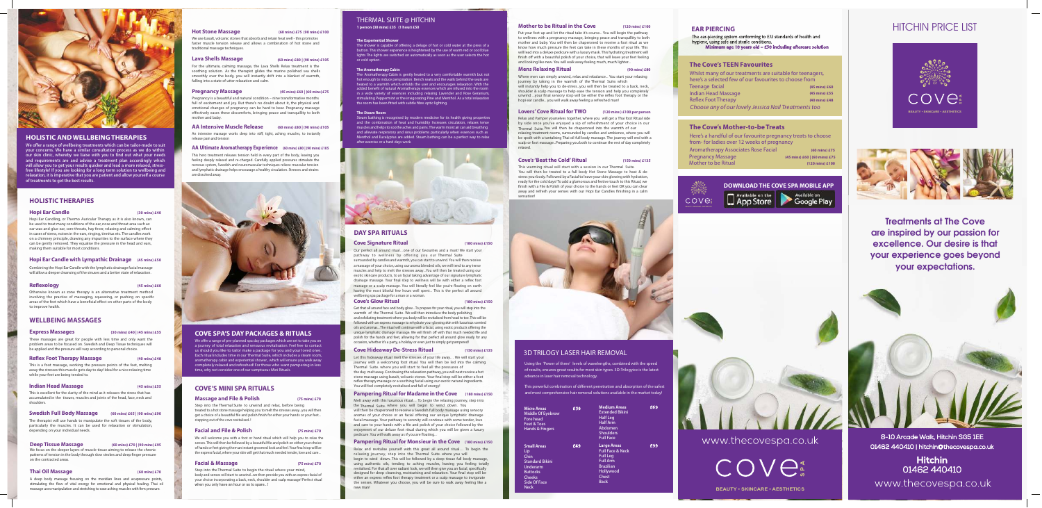## HOLISTIC AND WELLBEING THERAPIES

We offer a range of wellbeing treatments which can be tailor-made to suit your concerns. We have a similar consultation process as we do within our skin clinic, whereby we liaise with you to find out what your needs and requirements are and advise a treatment plan accordingly which will allow you to get your results quicker and lead a more relaxed, stress-free lifestyle! If you are looking for a long term solution to wellbeing and relaxation, it is imperative that you are patient and allow yourself a course of treatments to get the best results.

## HOLISTIC THERAPIES

### Hopi Ear Candle (30 mins) £40

Hopi Ear Candling, or Thermo Auricular Therapy as it is also known, can be used to treat many conditions of the ear, nose and throat area such as: ear wax and glue ear, sore throats, hay fever, relaxing and calming effect in cases of stress, noises in the ears, ringing, tinnitus etc. The candles work on a chimney principle, drawing any impurities to the surface where they can be gently removed. They equalise the pressure in the head and ears, making them suitable for most conditions.

### Hopi Ear Candle with Lymphatic Drainage (45 mins) £50

Combining the Hopi Ear Candle with the lymphatic drainage facial massage will allow a deeper cleansing of the sinuses and a better state of relaxation.

### Reflexology (45 mins) £60

Otherwise known as zone therapy is an alternative treatment method involving the practice of massaging, squeezing, or pushing on specific areas of the feet which have a beneficial effect on other parts of the body to improve health.

## WELLBEING MASSAGES

### Express Massages (30 mins) £40 | (45 mins) £55

These massages are great for people with less time and only want the problem areas to be focused on. Swedish and Deep Tissue techniques will be applied and the pressure will vary according to personal choice.

### Reflex Foot Therapy Massage (40 mins) £48

This is a foot massage, working the pressure points of the feet, melting away the stresses this muscle gets day to day! Ideal for a nice relaxing time while your feet are being tended to.

### Indian Head Massage (45 mins) £55

This is excellent for the clarity of the mind as it releases the stress that has accumulated in the tissues, muscles and joints of the head, face, neck and shoulders.

### Swedish Full Body Massage (60 mins) £65 | (90 mins) £90

The therapist will use hands to manipulate the soft tissues of the body, particularly the muscles. It can be used for relaxation or stimulation, depending on your individual needs.

### Deep Tissue Massage (60 mins) £70 | (90 mins) £95

We focus on the deeper layers of muscle tissue aiming to release the chronic patterns of tension in the body through slow strokes and deep finger pressure on the contracted areas.

### Thai Oil Massage (60 mins) £70

A deep body massage focusing on the meridian lines and acupressure points, stimulating the flow of vital energy for emotional and physical healing. Thai oil massage uses manipulation and stretching to ease aching muscles with firm pressure.

### Hot Stone Massage (60 mins) £75 | (90 mins) £100

We use basalt, volcanic stones that absorb and retain heat well - this promotes faster muscle tension release and allows a combination of hot stone and traditional massage techniques.

### Lava Shells Massage (60 mins) £80 | (90 mins) £105

For the ultimate, calming massage, the Lava Shells Relax treatment is the soothing solution. As the therapist glides the marine polished sea shells smoothly over the body, you will instantly drift into a blanket of warmth, falling into a state of utter relaxation and calm.

### Pregnancy Massage (45 mins) £60 | (60 mins) £75

Pregnancy is a beautiful and natural condition – nine transformative months full of excitement and joy. But there's no doubt about it, the physical and emotional changes of pregnancy can be hard to bear. Pregnancy massage effectively eases these discomforts, bringing peace and tranquillity to both mother and baby.

### AA Intensive Muscle Release (60 mins) £80 | (90 mins) £105

An intensive massage works deep into stiff, tight, aching muscles, to instantly release pain and tension

### AA Ultimate Aromatherapy Experience (60 mins) £80 | (90 mins) £105

This twin treatment releases tension held in every part of the body, leaving you feeling deeply relaxed and re-charged. Carefully applied pressures stimulate the nervous system, Swedish and neuromuscular techniques relieve muscular tension and lymphatic drainage helps encourage a healthy circulation. Stresses and strains are dissolved away.

## COVE SPA'S DAY PACKAGES & RITUALS

We offer a range of pre-planned spa day packages which are set to take you on a journey of total relaxation and sensuous revitalisation. Feel free to contact us should you like to tailor make a package for you and your loved ones. Each ritual includes time in our Thermal Suite, which includes a steam room, aromatherapy cabin and experiential shower, which will ensure you walk away completely relaxed and refreshed! For those who want pampering in less time, why not consider one of our sumptuous Mini Rituals.

## COVE'S MINI SPA RITUALS

### Massage and File & Polish (75 mins) £70

Step into the Thermal Suite to unwind and relax, before being treated to a hot stone massage helping you to melt the stresses away...you will then get a choice of a beautiful file and polish finish for either your hands or your feet... stepping out of the cove revitalised..!

### Facial and File & Polish (75 mins) £70

We will welcome you with a foot or hand ritual which will help you to relax the senses. This will then be followed by a beautiful file and polish on either your choice of hands or feet giving them an instant groomed look and feel. Your final stop will be the express facial, where your skin will get that much needed tender, love and care...

### Facial & Massage (75 mins) £70

Step into the Thermal Suite to begin the ritual where your mind, body and senses will start to unwind...we then provide you with an express facial of your choice incorporating a back, neck, shoulder and scalp massage! Perfect ritual when you only have an hour or so to spare...!

## THERMAL SUITE @ HITCHIN

**1 person (30 mins) £35 (1 hour) £50**

### The Experiential Shower

The shower is capable of offering a deluge of hot or cold water at the press of a button. This shower experience is heightened by the use of warm red or cool blue lights. The lights are switched on automatically as soon as the user selects the hot or cold option.

### The Aromatherapy Cabin

The Aromatherapy Cabin is gently heated to a very comfortable warmth but not hot enough to induce perspiration. Bench seats and the walls behind the seats are heated to a warmth which enfolds the user and encourages relaxation. With the added benefit of natural Aromatherapy essences which are infused into the room in a wide variety of essences including relaxing Lavender and Rose Geranium, stimulating Peppermint or the invigorating Pine and Menthol. As a total relaxation the room has been fitted with subtle fibre optic lighting.

### The Steam Room

Steam bathing is recognised by modern medicine for its health giving properties and the combination of heat and humidity increases circulation, relaxes tense muscles and helps to soothe aches and pains. The warm moist air can aid breathing and alleviate respiratory and sinus problems particularly when essences such as Menthol and Eucalyptus are added. Steam bathing can be a perfect way to relax after exercise or a hard days work.

## DAY SPA RITUALS

### Cove Signature Ritual (180 mins) £150

Our perfect all around ritual... one of our favourites and a must! We start your pathway to wellness by offering you our Thermal Suite surrounded by candles and warmth, you can start to unwind. You will then receive a massage of your choice, using our aroma blended oils, we will tend to any tense muscles and help to melt the stresses away. You will then be treated using our exotic skincare products, to an facial taking advantage of our signature lymphatic drainage massage. Your final step to wellness will be with either a reflex foot massage or a scalp massage. You will literally feel like you're floating on earth having the most blissful few hours well spent... This is the perfect all around wellbeing spa package for a man or a woman.

### Cove's Glow Ritual (180 mins) £150

Get that all around face and body glow... To prepare for your ritual, you will step into the warmth of the Thermal Suite. We will then introduce the body polishing and exfoliating treatment where you body will be revitalised from head to toe. This will be followed with an express massage to rehydrate your glowing skin with luxurious scented oils and aromas...The ritual will continue with a facial, using exotic products offering the unique lymphatic drainage massage. We will finish off with that much needed file and polish for the hands and feet, allowing for that perfect all around glow ready for any occasion, whether it's a party, a holiday or even just to simply get pampered!

### Cove Hideaway De-Stress Ritual (150 mins) £135

Let this hideaway ritual melt the stresses of your life away... We will start your journey with a welcoming foot ritual. You will then be led into the calming Thermal Suite, where you will start to feel all the pressures of the day melt away. Continuing the relaxation pathway, you will next receive a hot stone massage using basalt, volcanic stones. Your final stop will be either a foot reflex therapy massage or a soothing facial using our exotic natural ingredients. You will feel completely revitalised and full of energy!

### Pampering Ritual for Madame in the Cove (180 mins) £150

Melt away with this luxurious ritual... To begin the relaxing journey, step into the Thermal Suite, where you will begin to wind down. You will then be chaperoned to receive a Swedish full body massage using sensory aromas of your choice or an facial offering our unique lymphatic drainage facial massage. Your pathway to serenity will continue with some tender, love and care to your hands with a file and polish of your choice followed by the enjoyment of our deluxe foot ritual during which you will be given a luxury pedicure. You will walk away as if you are floating...

### Pampering Ritual for Monsieur in the Cove (180 mins) £150

Relax and revitalise yourself with this great all around ritual... To begin the relaxing journey, step into the Thermal Suite where you will begin to wind down. This will be followed by a deep tissue full body massage, using authentic oils, tending to aching muscles, leaving you feeling totally revitalised. For that all over radiant look, we will then give you an facial, specifically designed for deep cleansing, moisturising and relaxation. Your final step will be either an express reflex foot therapy treatment or a scalp massage to invigorate the senses. Whatever you choose, you will be sure to walk away feeling like a new man!

### Mother to be Ritual in the Cove (120 mins) £100

Put your feet up and let the ritual take it's course... You will begin the pathway to wellness with a pregnancy massage, bringing peace and tranquillity to both mother and baby. You will then be chaperoned to receive a foot ritual as we know how much pressure the feet can take in these months of your life. This will lead into a deluxe pedicure with a luxury mask. This hydrating treatment will finish off with a beautiful polish of your choice, that will leave your feet feeling and looking like new. You will walk away feeling much, much lighter...

### Mens Relaxing Ritual (90 mins) £80

Where men can simply unwind, relax and rebalance... You start your relaxing journey by taking in the warmth of the Thermal Suite which will instantly help you to de-stress...you will then be treated to a back, neck, shoulder & scalp massage to help ease the tension and help you completely unwind ...your final sensory stop will be either the reflex foot therapy or the hopi ear candle... you will walk away feeling a refreshed man!

### Lovers' Cove Ritual for TWO (120 mins) £100 per person

Relax and Pamper yourselves together, where you will get a Thai foot Ritual side by side once you've enjoyed a sip of refreshment of your choice in our Thermal Suite. You will then be chaperoned into the warmth of our relaxing treatment rooms, surrounded by candles and ambience, where you will be spoilt with a tantalising Thai oil full body massage. The journey will end with a scalp or foot massage...Preparing you both to continue the rest of day completely relaxed.

### Cove's 'Beat the Cold' Ritual (150 mins) £135

This warming ritual will start with a session in our Thermal Suite. You will then be treated to a full body Hot Stone Massage to heat & de-stress your body. Followed by a Facial to leave your skin glowing with hydration, ready for the cold days! To add a glamorous and festive touch to this Ritual, we finish with a File & Polish of your choice to the hands or feet OR you can clear away and refresh your senses with our Hopi Ear Candles finishing in a calm sensation!

## 3D TRILOGY LASER HAIR REMOVAL

Using the 'Power of three' levels of wavelengths, combined with the speed of results, ensures great results for most skin types. 3D-Trilogyice is the latest advance in laser hair removal technology.

This powerful combination of different penetration and absorption of the safest and most comprehensive hair removal solutions available in the market today!

| | | | |
|---|---|---|---|
| **Micro Areas**<br>Middle Of Eyebrow<br>Fore head<br>Feet & Toes<br>Hands & Fingers | £39 | **Medium Areas**<br>Extended Bikini<br>Half Leg<br>Half Arm<br>Abdomen<br>Shoulders<br>Full Face | £69 |
| **Small Areas**<br>Lip<br>Chin<br>Standard Bikini<br>Underarm<br>Buttocks<br>Cheeks<br>Side Of Face<br>Neck | £49 | **Large Areas**<br>Full Face & Neck<br>Full Leg<br>Full Arm<br>Brazilian<br>Hollywood<br>Chest<br>Back | £99 |

## EAR PIERCING

The ear-piercing system conforming to E.U standards of health and hygiene, using safe and sterile conditions.
**Minimum age 10 years old – £30 including aftercare solution**

## The Cove's TEEN Favourites

Whilst many of our treatments are suitable for teenagers, here's a selected few of our favourites to choose from

| | |
|---|---|
| Teenage facial | (45 mins) £60 |
| Indian Head Massage | (45 mins) £55 |
| Reflex Foot Therapy | (40 mins) £48 |

*Choose any of our lovely Jessica Nail Treatments too*

## The Cove's Mother-to-be Treats

Here's a handful of our favourite pregnancy treats to choose from- for ladies over 12 weeks of pregnancy

| | |
|---|---|
| Aromatherapy Associates Rose Facial | (60 mins) £75 |
| Pregnancy Massage | (45 mins) £60 \| (60 mins) £75 |
| Mother to be Ritual | (120 mins) £100 |

**DOWNLOAD THE COVE SPA MOBILE APP**

Available on the App Store | Available on Google Play

www.thecovespa.co.uk

COVE SPA

BEAUTY • SKINCARE • AESTHETICS

# HITCHIN PRICE LIST

COVE

BEAUTY • SKINCARE • AESTHETICS

**Treatments at The Cove are inspired by our passion for excellence. Our desire is that your experience goes beyond your expectations.**

8-10 Arcade Walk, Hitchin SG5 1EE
01462 440410 | hitchin@thecovespa.co.uk

**Hitchin**
01462 440410

www.thecovespa.co.uk